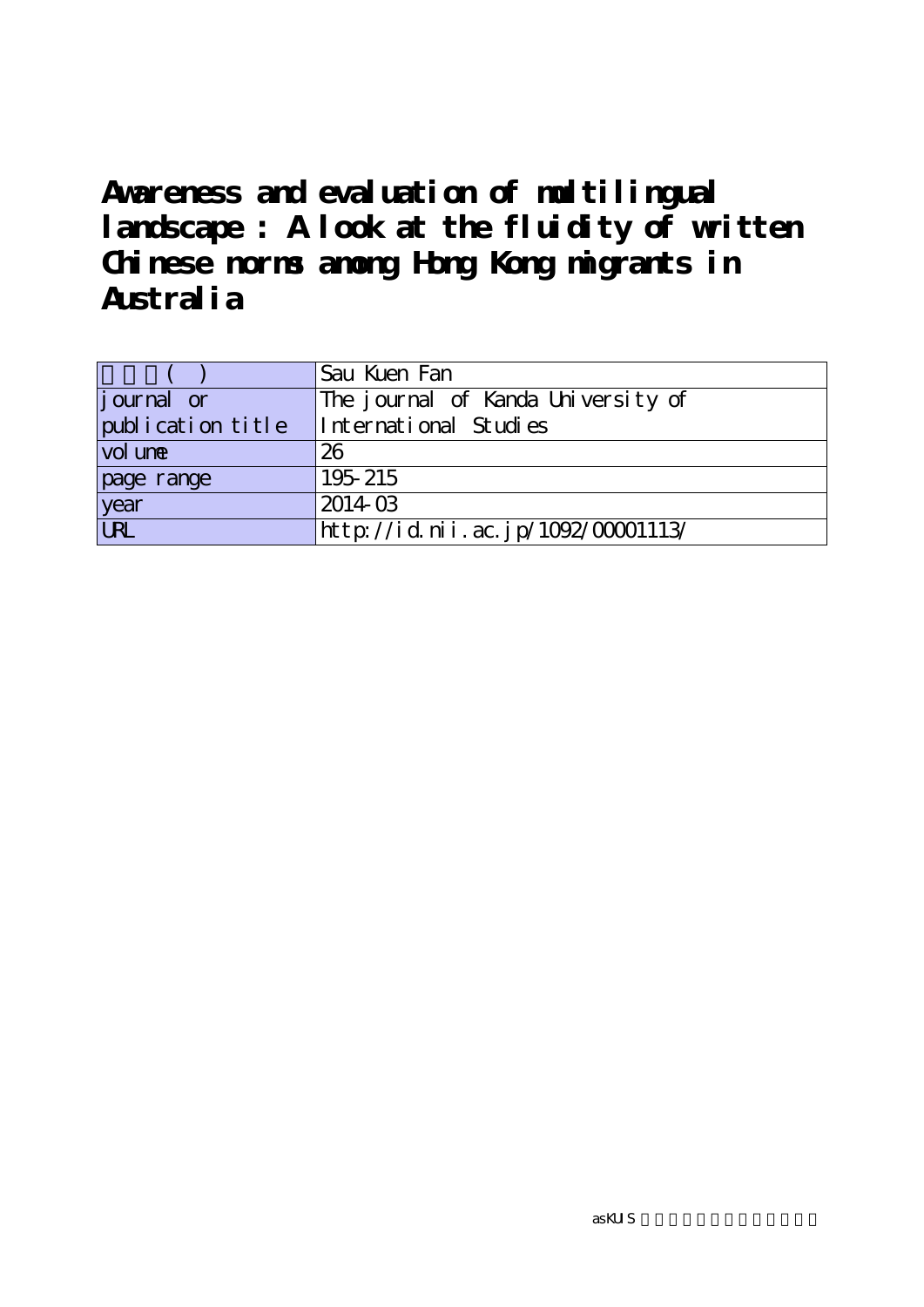# Awareness and evaluation of multilingual landscape : A look at the fluidity of written Chinese norms among Hong Kong migrants in Australia

| 著者名( ) | Sau Kuen Fan |
|---|---|
| journal or publication title | The journal of Kanda University of International Studies |
| volume | 26 |
| page range | 195-215 |
| year | 2014-03 |
| URL | http://id.nii.ac.jp/1092/00001113/ |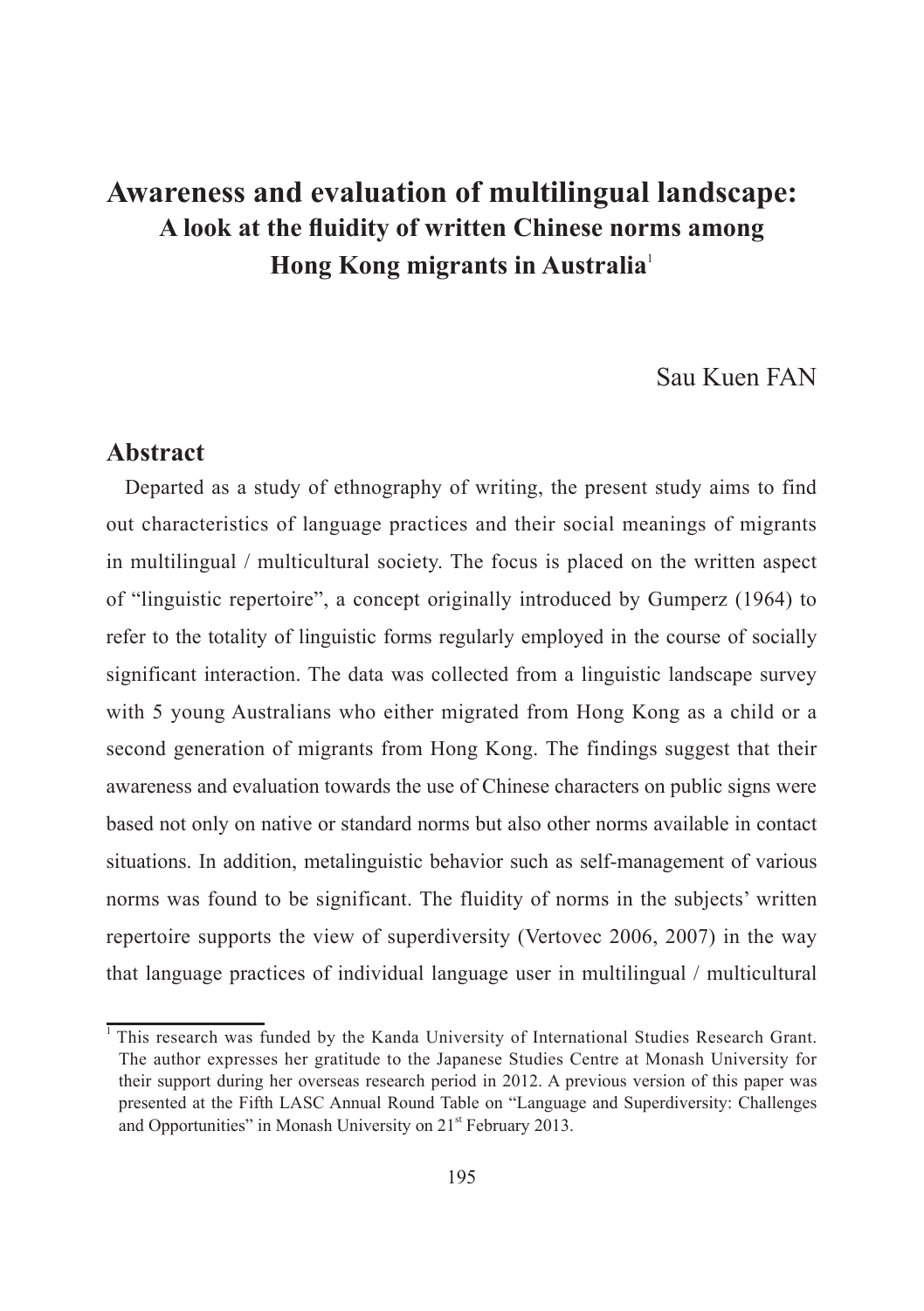# Awareness and evaluation of multilingual landscape:

## A look at the fluidity of written Chinese norms among Hong Kong migrants in Australia[1]

Sau Kuen FAN

## Abstract

Departed as a study of ethnography of writing, the present study aims to find out characteristics of language practices and their social meanings of migrants in multilingual / multicultural society. The focus is placed on the written aspect of "linguistic repertoire", a concept originally introduced by Gumperz (1964) to refer to the totality of linguistic forms regularly employed in the course of socially significant interaction. The data was collected from a linguistic landscape survey with 5 young Australians who either migrated from Hong Kong as a child or a second generation of migrants from Hong Kong. The findings suggest that their awareness and evaluation towards the use of Chinese characters on public signs were based not only on native or standard norms but also other norms available in contact situations. In addition, metalinguistic behavior such as self-management of various norms was found to be significant. The fluidity of norms in the subjects' written repertoire supports the view of superdiversity (Vertovec 2006, 2007) in the way that language practices of individual language user in multilingual / multicultural

[1] This research was funded by the Kanda University of International Studies Research Grant. The author expresses her gratitude to the Japanese Studies Centre at Monash University for their support during her overseas research period in 2012. A previous version of this paper was presented at the Fifth LASC Annual Round Table on "Language and Superdiversity: Challenges and Opportunities" in Monash University on 21st February 2013.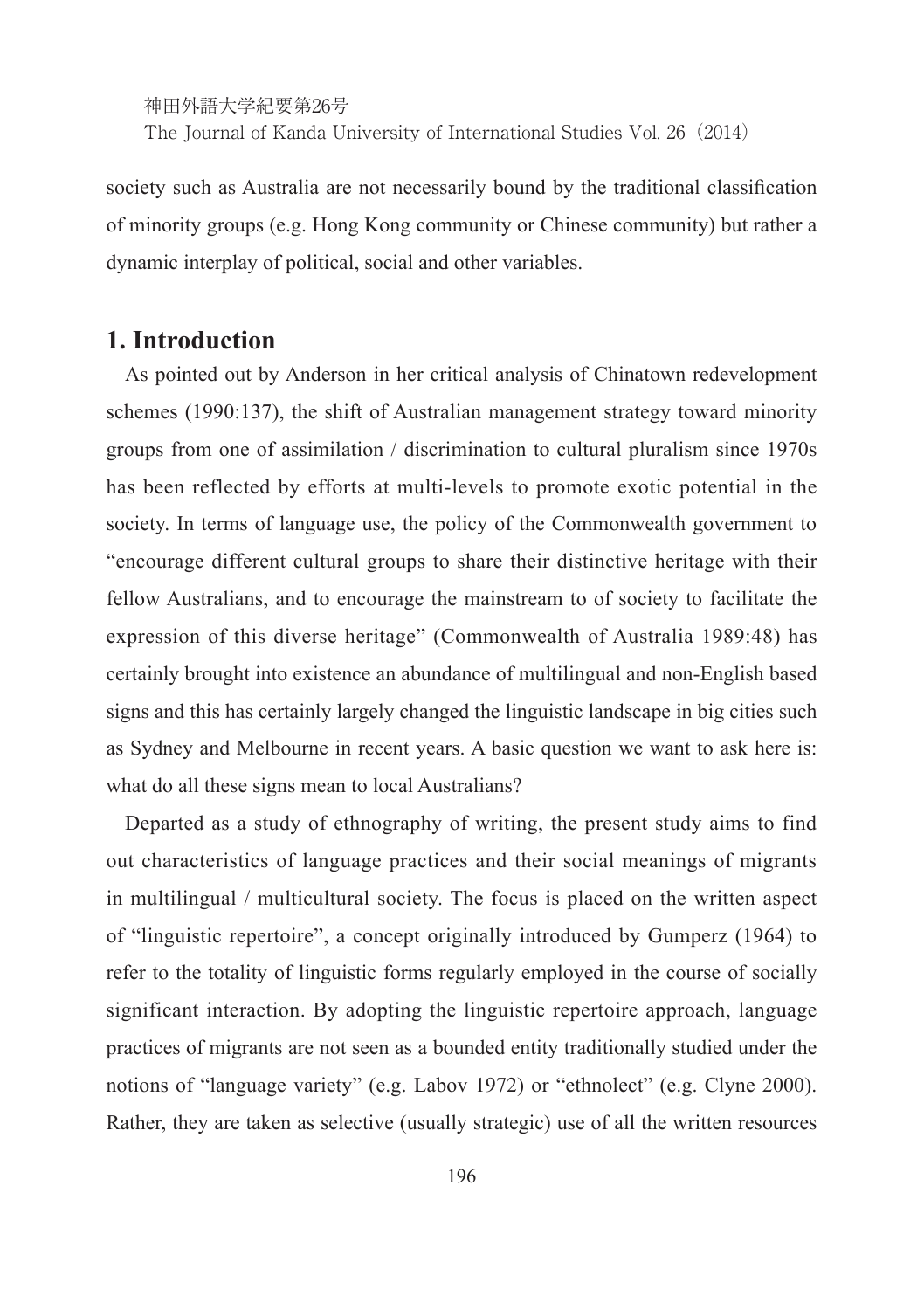society such as Australia are not necessarily bound by the traditional classification of minority groups (e.g. Hong Kong community or Chinese community) but rather a dynamic interplay of political, social and other variables.

## 1. Introduction

As pointed out by Anderson in her critical analysis of Chinatown redevelopment schemes (1990:137), the shift of Australian management strategy toward minority groups from one of assimilation / discrimination to cultural pluralism since 1970s has been reflected by efforts at multi-levels to promote exotic potential in the society. In terms of language use, the policy of the Commonwealth government to "encourage different cultural groups to share their distinctive heritage with their fellow Australians, and to encourage the mainstream to of society to facilitate the expression of this diverse heritage" (Commonwealth of Australia 1989:48) has certainly brought into existence an abundance of multilingual and non-English based signs and this has certainly largely changed the linguistic landscape in big cities such as Sydney and Melbourne in recent years. A basic question we want to ask here is: what do all these signs mean to local Australians?

Departed as a study of ethnography of writing, the present study aims to find out characteristics of language practices and their social meanings of migrants in multilingual / multicultural society. The focus is placed on the written aspect of "linguistic repertoire", a concept originally introduced by Gumperz (1964) to refer to the totality of linguistic forms regularly employed in the course of socially significant interaction. By adopting the linguistic repertoire approach, language practices of migrants are not seen as a bounded entity traditionally studied under the notions of "language variety" (e.g. Labov 1972) or "ethnolect" (e.g. Clyne 2000). Rather, they are taken as selective (usually strategic) use of all the written resources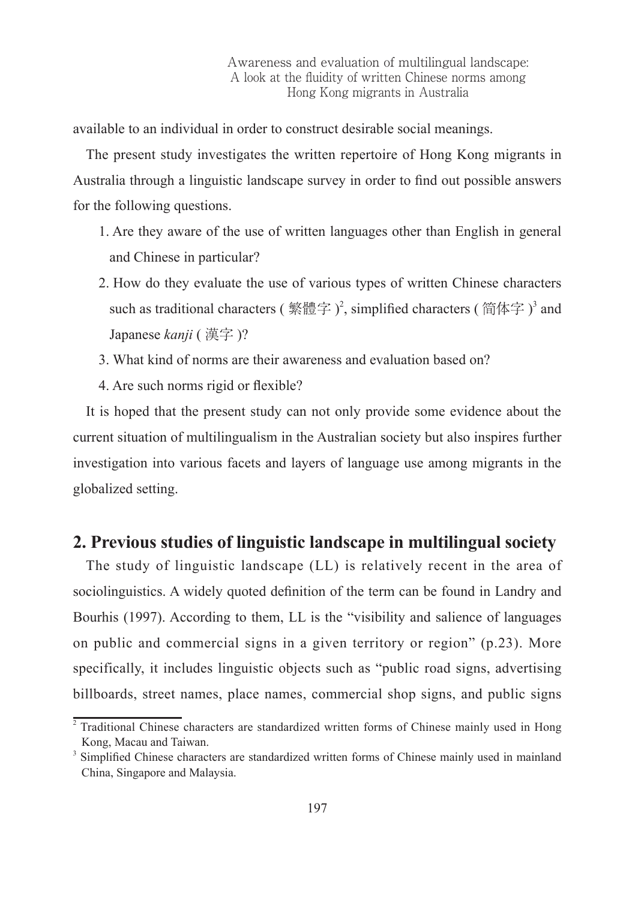available to an individual in order to construct desirable social meanings.

The present study investigates the written repertoire of Hong Kong migrants in Australia through a linguistic landscape survey in order to find out possible answers for the following questions.

1. Are they aware of the use of written languages other than English in general and Chinese in particular?
2. How do they evaluate the use of various types of written Chinese characters such as traditional characters ( 繁體字 )[2], simplified characters ( 简体字 )[3] and Japanese *kanji* ( 漢字 )?
3. What kind of norms are their awareness and evaluation based on?
4. Are such norms rigid or flexible?

It is hoped that the present study can not only provide some evidence about the current situation of multilingualism in the Australian society but also inspires further investigation into various facets and layers of language use among migrants in the globalized setting.

## 2. Previous studies of linguistic landscape in multilingual society

The study of linguistic landscape (LL) is relatively recent in the area of sociolinguistics. A widely quoted definition of the term can be found in Landry and Bourhis (1997). According to them, LL is the "visibility and salience of languages on public and commercial signs in a given territory or region" (p.23). More specifically, it includes linguistic objects such as "public road signs, advertising billboards, street names, place names, commercial shop signs, and public signs

[2] Traditional Chinese characters are standardized written forms of Chinese mainly used in Hong Kong, Macau and Taiwan.

[3] Simplified Chinese characters are standardized written forms of Chinese mainly used in mainland China, Singapore and Malaysia.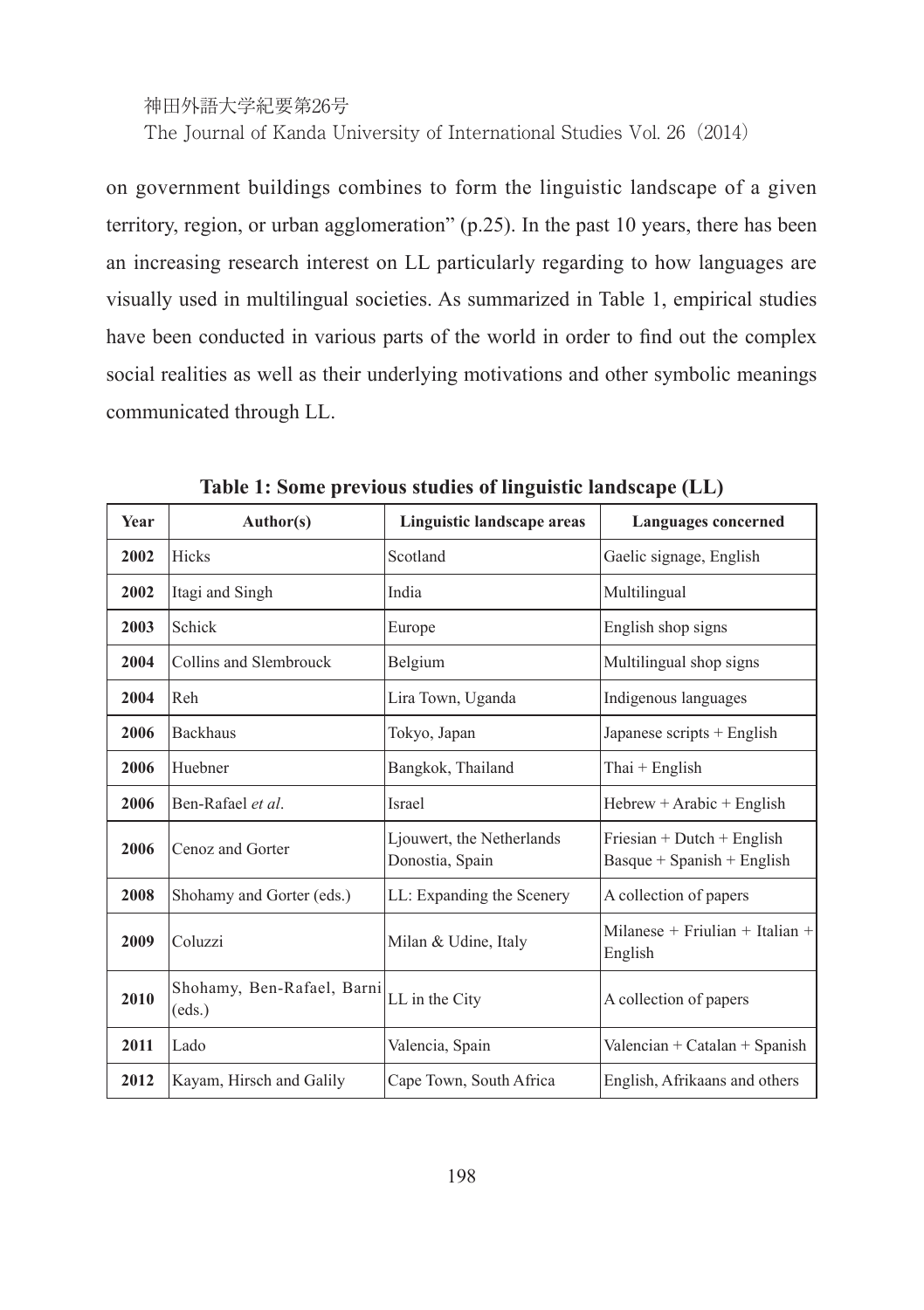on government buildings combines to form the linguistic landscape of a given territory, region, or urban agglomeration" (p.25). In the past 10 years, there has been an increasing research interest on LL particularly regarding to how languages are visually used in multilingual societies. As summarized in Table 1, empirical studies have been conducted in various parts of the world in order to find out the complex social realities as well as their underlying motivations and other symbolic meanings communicated through LL.

**Table 1: Some previous studies of linguistic landscape (LL)**

| Year | Author(s) | Linguistic landscape areas | Languages concerned |
|---|---|---|---|
| **2002** | Hicks | Scotland | Gaelic signage, English |
| **2002** | Itagi and Singh | India | Multilingual |
| **2003** | Schick | Europe | English shop signs |
| **2004** | Collins and Slembrouck | Belgium | Multilingual shop signs |
| **2004** | Reh | Lira Town, Uganda | Indigenous languages |
| **2006** | Backhaus | Tokyo, Japan | Japanese scripts + English |
| **2006** | Huebner | Bangkok, Thailand | Thai + English |
| **2006** | Ben-Rafael *et al*. | Israel | Hebrew + Arabic + English |
| **2006** | Cenoz and Gorter | Ljouwert, the Netherlands<br>Donostia, Spain | Friesian + Dutch + English<br>Basque + Spanish + English |
| **2008** | Shohamy and Gorter (eds.) | LL: Expanding the Scenery | A collection of papers |
| **2009** | Coluzzi | Milan & Udine, Italy | Milanese + Friulian + Italian + English |
| **2010** | Shohamy, Ben-Rafael, Barni (eds.) | LL in the City | A collection of papers |
| **2011** | Lado | Valencia, Spain | Valencian + Catalan + Spanish |
| **2012** | Kayam, Hirsch and Galily | Cape Town, South Africa | English, Afrikaans and others |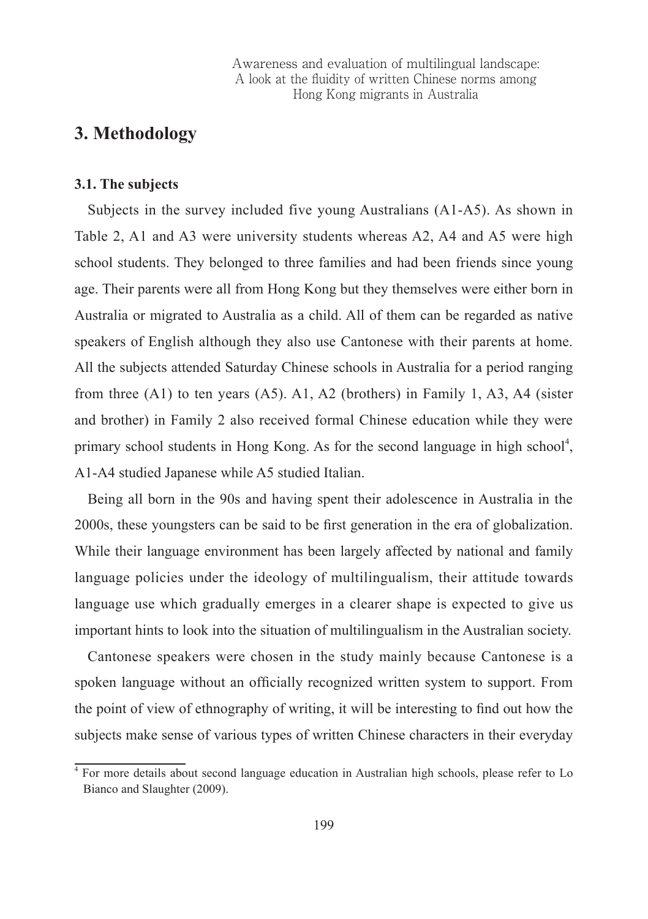# 3. Methodology

### 3.1. The subjects

Subjects in the survey included five young Australians (A1-A5). As shown in Table 2, A1 and A3 were university students whereas A2, A4 and A5 were high school students. They belonged to three families and had been friends since young age. Their parents were all from Hong Kong but they themselves were either born in Australia or migrated to Australia as a child. All of them can be regarded as native speakers of English although they also use Cantonese with their parents at home. All the subjects attended Saturday Chinese schools in Australia for a period ranging from three (A1) to ten years (A5). A1, A2 (brothers) in Family 1, A3, A4 (sister and brother) in Family 2 also received formal Chinese education while they were primary school students in Hong Kong. As for the second language in high school[4], A1-A4 studied Japanese while A5 studied Italian.

Being all born in the 90s and having spent their adolescence in Australia in the 2000s, these youngsters can be said to be first generation in the era of globalization. While their language environment has been largely affected by national and family language policies under the ideology of multilingualism, their attitude towards language use which gradually emerges in a clearer shape is expected to give us important hints to look into the situation of multilingualism in the Australian society.

Cantonese speakers were chosen in the study mainly because Cantonese is a spoken language without an officially recognized written system to support. From the point of view of ethnography of writing, it will be interesting to find out how the subjects make sense of various types of written Chinese characters in their everyday

[4] For more details about second language education in Australian high schools, please refer to Lo Bianco and Slaughter (2009).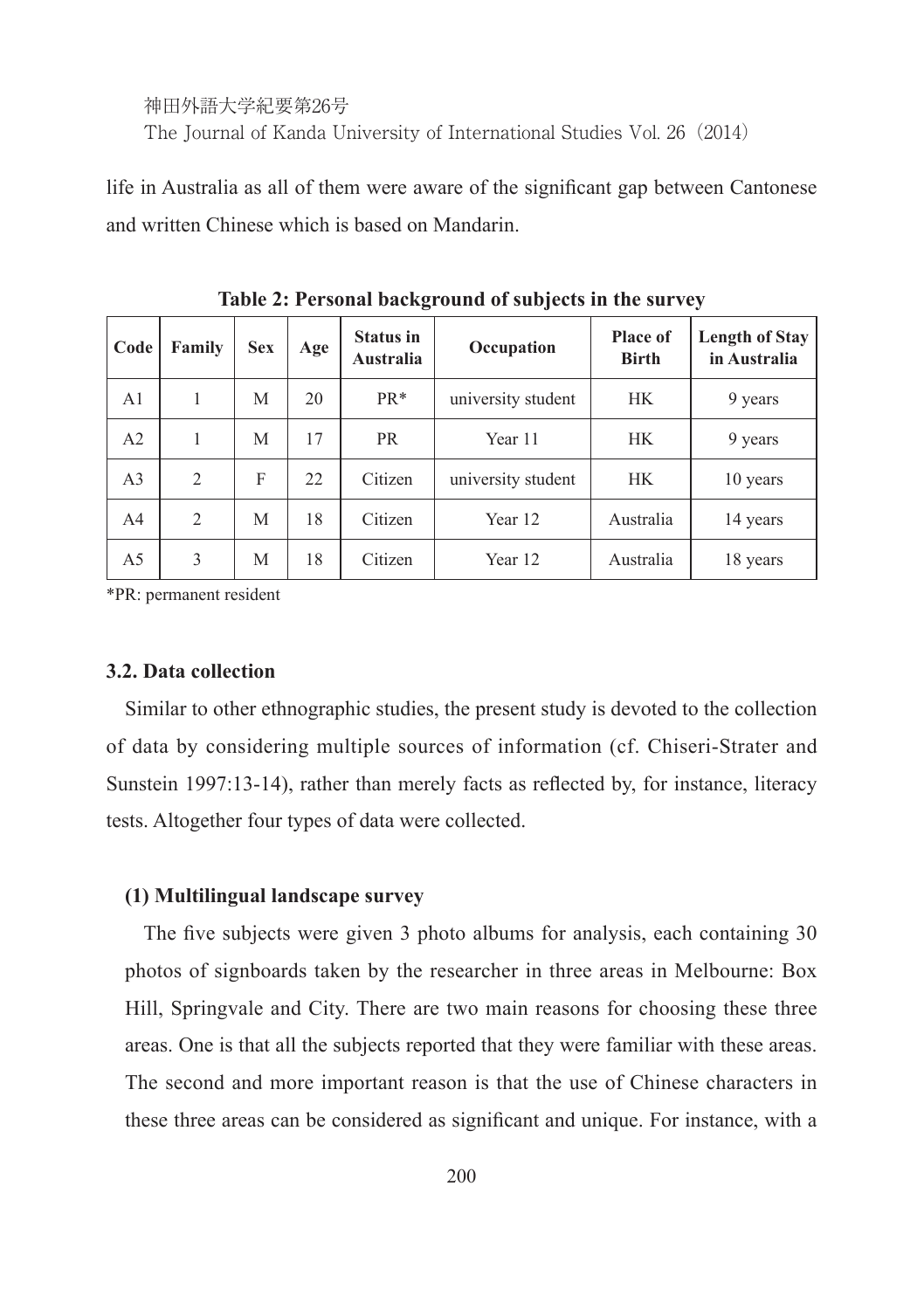life in Australia as all of them were aware of the significant gap between Cantonese and written Chinese which is based on Mandarin.

**Table 2: Personal background of subjects in the survey**

| Code | Family | Sex | Age | Status in Australia | Occupation | Place of Birth | Length of Stay in Australia |
|---|---|---|---|---|---|---|---|
| A1 | 1 | M | 20 | PR* | university student | HK | 9 years |
| A2 | 1 | M | 17 | PR | Year 11 | HK | 9 years |
| A3 | 2 | F | 22 | Citizen | university student | HK | 10 years |
| A4 | 2 | M | 18 | Citizen | Year 12 | Australia | 14 years |
| A5 | 3 | M | 18 | Citizen | Year 12 | Australia | 18 years |

*PR: permanent resident

### 3.2. Data collection

Similar to other ethnographic studies, the present study is devoted to the collection of data by considering multiple sources of information (cf. Chiseri-Strater and Sunstein 1997:13-14), rather than merely facts as reflected by, for instance, literacy tests. Altogether four types of data were collected.

#### (1) Multilingual landscape survey

The five subjects were given 3 photo albums for analysis, each containing 30 photos of signboards taken by the researcher in three areas in Melbourne: Box Hill, Springvale and City. There are two main reasons for choosing these three areas. One is that all the subjects reported that they were familiar with these areas. The second and more important reason is that the use of Chinese characters in these three areas can be considered as significant and unique. For instance, with a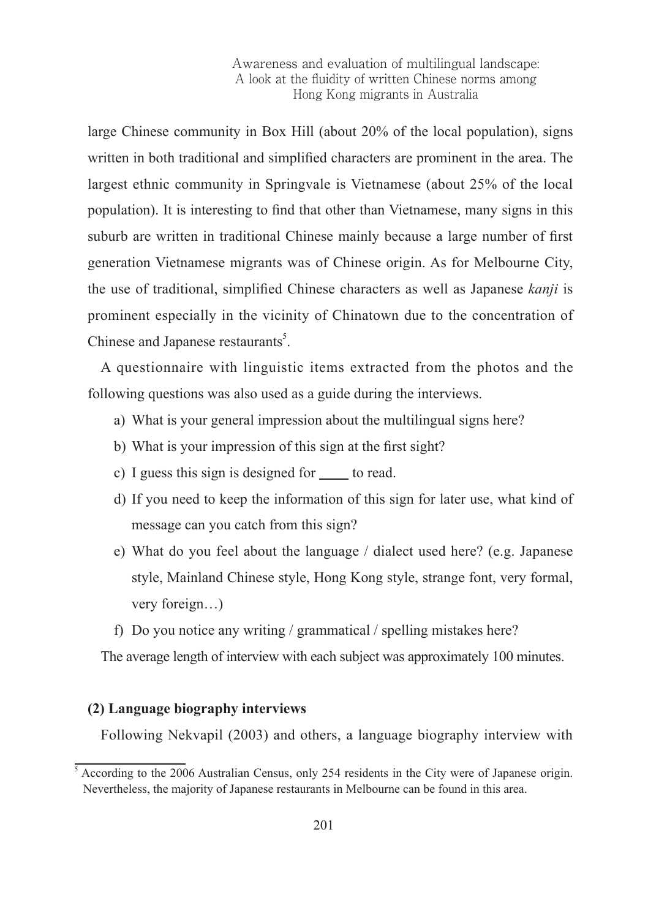large Chinese community in Box Hill (about 20% of the local population), signs written in both traditional and simplified characters are prominent in the area. The largest ethnic community in Springvale is Vietnamese (about 25% of the local population). It is interesting to find that other than Vietnamese, many signs in this suburb are written in traditional Chinese mainly because a large number of first generation Vietnamese migrants was of Chinese origin. As for Melbourne City, the use of traditional, simplified Chinese characters as well as Japanese *kanji* is prominent especially in the vicinity of Chinatown due to the concentration of Chinese and Japanese restaurants[5].

A questionnaire with linguistic items extracted from the photos and the following questions was also used as a guide during the interviews.

a) What is your general impression about the multilingual signs here?

b) What is your impression of this sign at the first sight?

c) I guess this sign is designed for ____ to read.

d) If you need to keep the information of this sign for later use, what kind of message can you catch from this sign?

e) What do you feel about the language / dialect used here? (e.g. Japanese style, Mainland Chinese style, Hong Kong style, strange font, very formal, very foreign…)

f) Do you notice any writing / grammatical / spelling mistakes here?

The average length of interview with each subject was approximately 100 minutes.

**(2) Language biography interviews**

Following Nekvapil (2003) and others, a language biography interview with

[5] According to the 2006 Australian Census, only 254 residents in the City were of Japanese origin. Nevertheless, the majority of Japanese restaurants in Melbourne can be found in this area.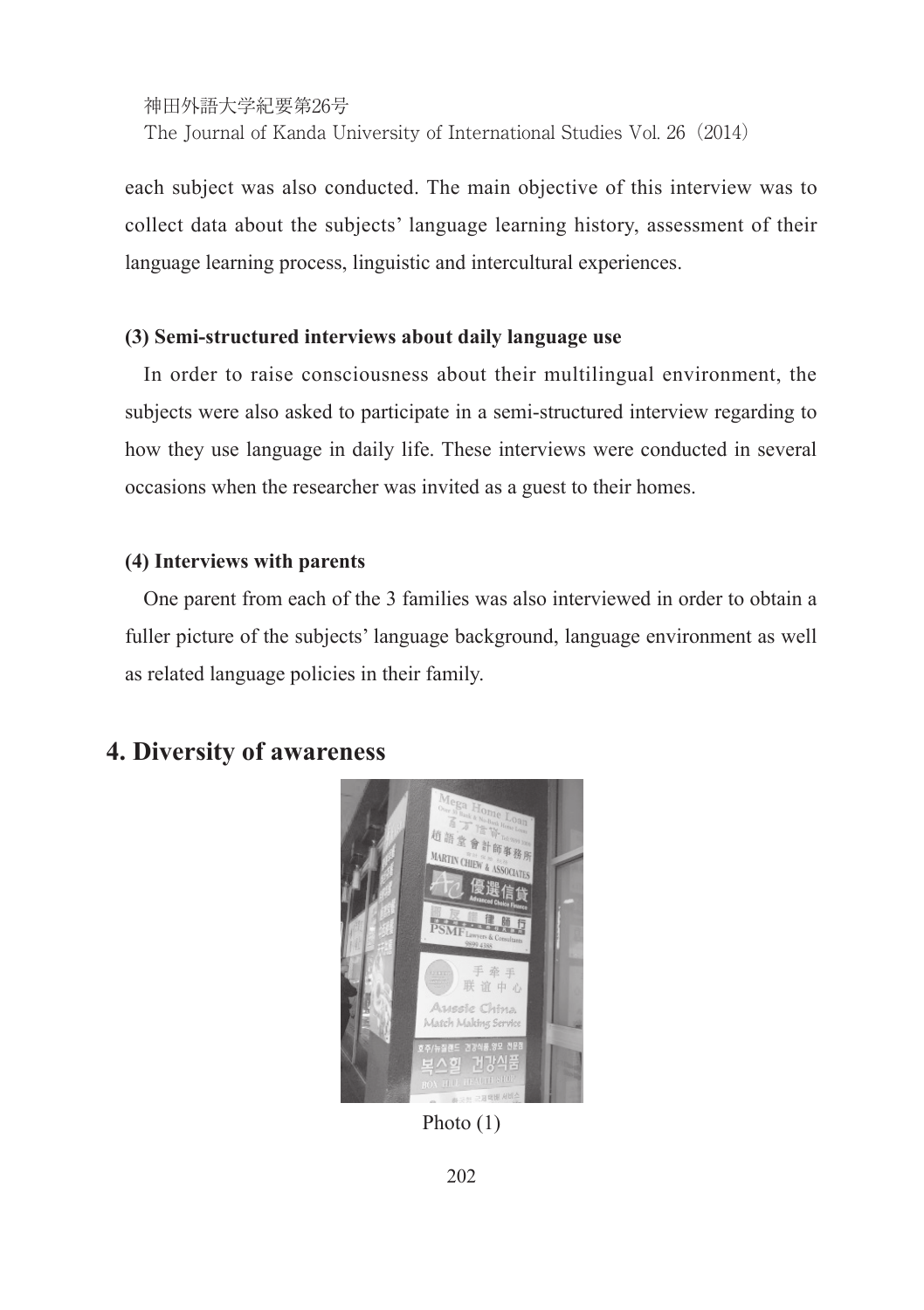each subject was also conducted. The main objective of this interview was to collect data about the subjects' language learning history, assessment of their language learning process, linguistic and intercultural experiences.

#### (3) Semi-structured interviews about daily language use

In order to raise consciousness about their multilingual environment, the subjects were also asked to participate in a semi-structured interview regarding to how they use language in daily life. These interviews were conducted in several occasions when the researcher was invited as a guest to their homes.

#### (4) Interviews with parents

One parent from each of the 3 families was also interviewed in order to obtain a fuller picture of the subjects' language background, language environment as well as related language policies in their family.

## 4. Diversity of awareness

Photo (1)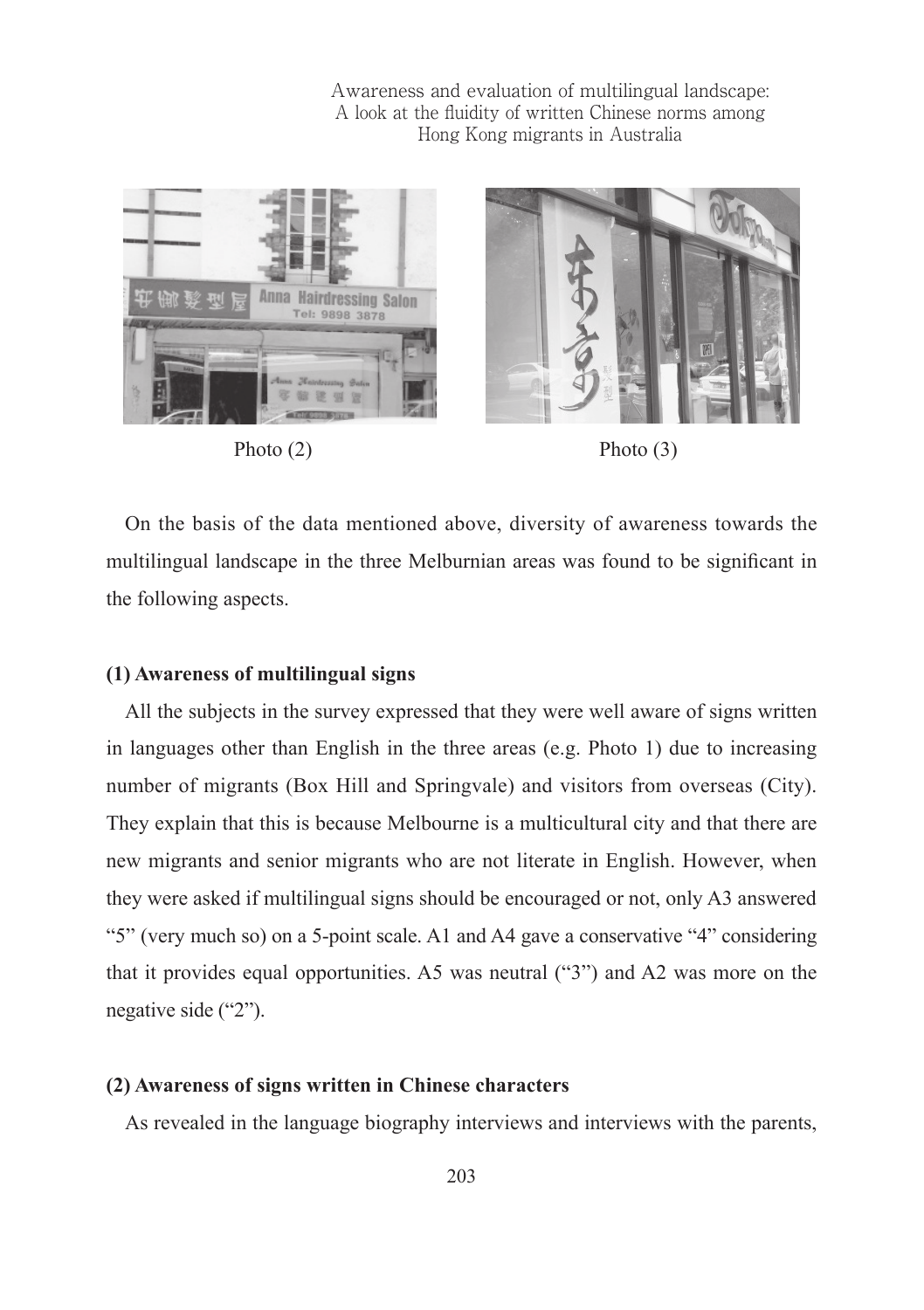Photo (2)

Photo (3)

On the basis of the data mentioned above, diversity of awareness towards the multilingual landscape in the three Melburnian areas was found to be significant in the following aspects.

**(1) Awareness of multilingual signs**

All the subjects in the survey expressed that they were well aware of signs written in languages other than English in the three areas (e.g. Photo 1) due to increasing number of migrants (Box Hill and Springvale) and visitors from overseas (City). They explain that this is because Melbourne is a multicultural city and that there are new migrants and senior migrants who are not literate in English. However, when they were asked if multilingual signs should be encouraged or not, only A3 answered "5" (very much so) on a 5-point scale. A1 and A4 gave a conservative "4" considering that it provides equal opportunities. A5 was neutral ("3") and A2 was more on the negative side ("2").

**(2) Awareness of signs written in Chinese characters**

As revealed in the language biography interviews and interviews with the parents,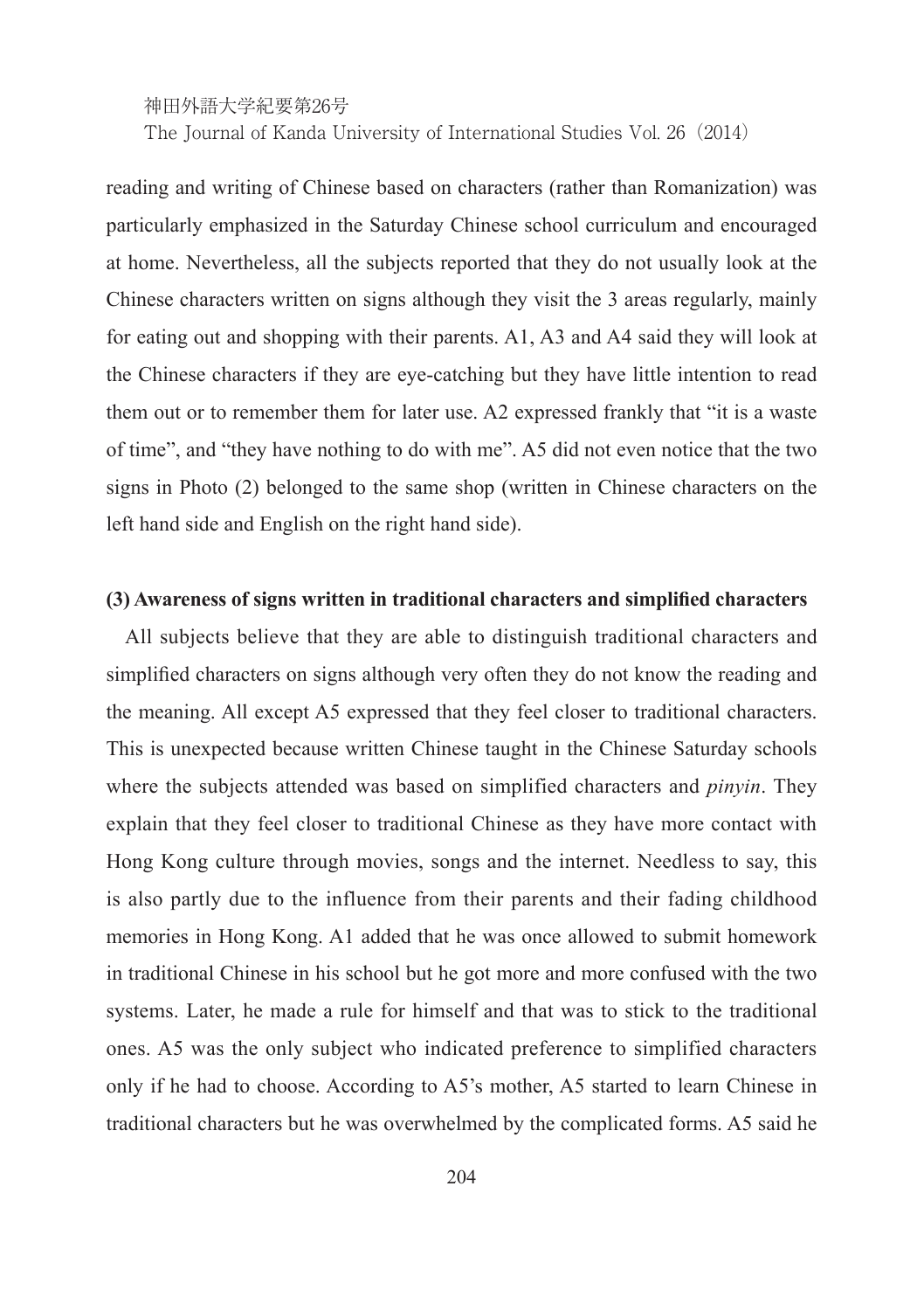reading and writing of Chinese based on characters (rather than Romanization) was particularly emphasized in the Saturday Chinese school curriculum and encouraged at home. Nevertheless, all the subjects reported that they do not usually look at the Chinese characters written on signs although they visit the 3 areas regularly, mainly for eating out and shopping with their parents. A1, A3 and A4 said they will look at the Chinese characters if they are eye-catching but they have little intention to read them out or to remember them for later use. A2 expressed frankly that "it is a waste of time", and "they have nothing to do with me". A5 did not even notice that the two signs in Photo (2) belonged to the same shop (written in Chinese characters on the left hand side and English on the right hand side).

### (3) Awareness of signs written in traditional characters and simplified characters

All subjects believe that they are able to distinguish traditional characters and simplified characters on signs although very often they do not know the reading and the meaning. All except A5 expressed that they feel closer to traditional characters. This is unexpected because written Chinese taught in the Chinese Saturday schools where the subjects attended was based on simplified characters and *pinyin*. They explain that they feel closer to traditional Chinese as they have more contact with Hong Kong culture through movies, songs and the internet. Needless to say, this is also partly due to the influence from their parents and their fading childhood memories in Hong Kong. A1 added that he was once allowed to submit homework in traditional Chinese in his school but he got more and more confused with the two systems. Later, he made a rule for himself and that was to stick to the traditional ones. A5 was the only subject who indicated preference to simplified characters only if he had to choose. According to A5's mother, A5 started to learn Chinese in traditional characters but he was overwhelmed by the complicated forms. A5 said he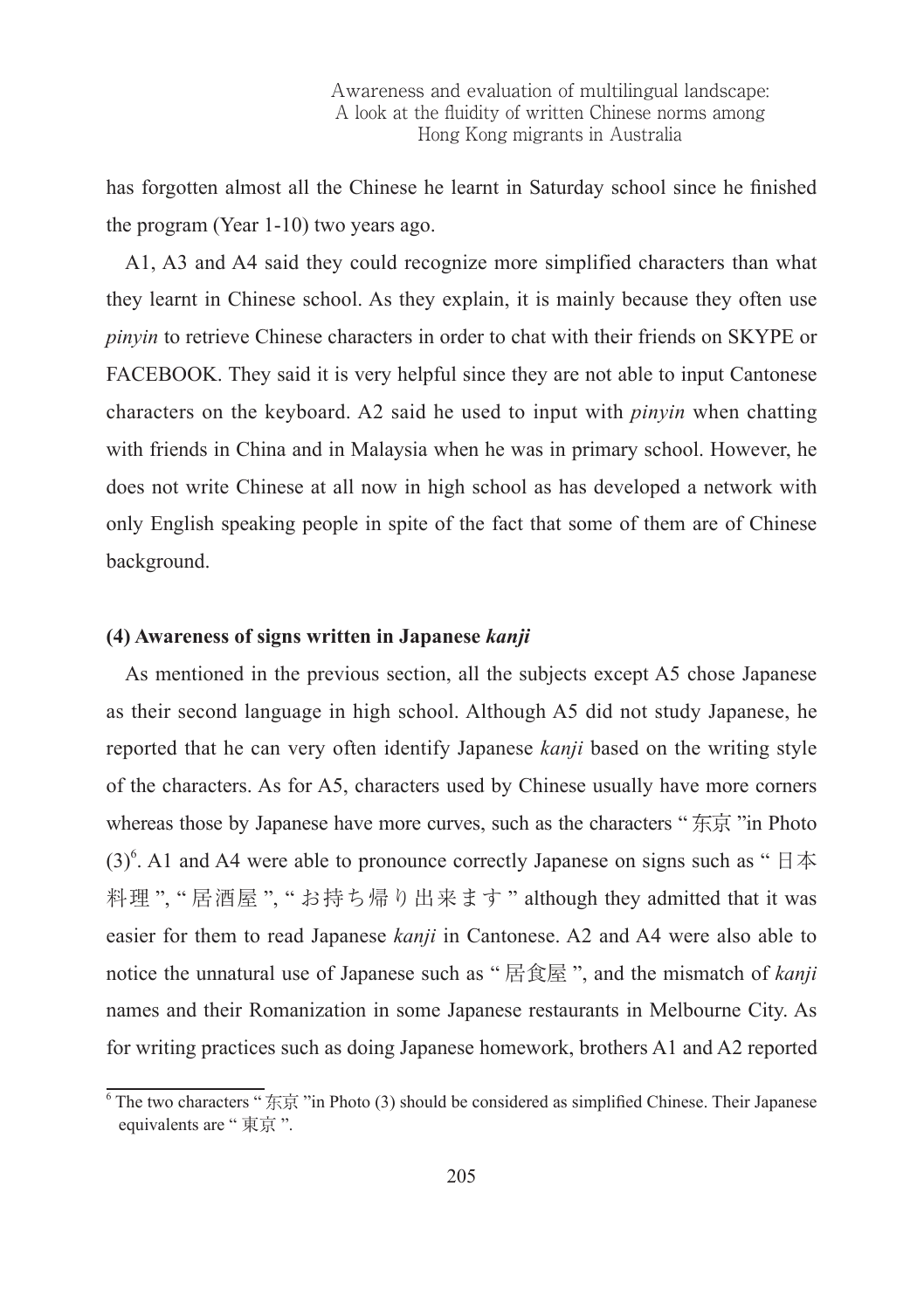has forgotten almost all the Chinese he learnt in Saturday school since he finished the program (Year 1-10) two years ago.

A1, A3 and A4 said they could recognize more simplified characters than what they learnt in Chinese school. As they explain, it is mainly because they often use *pinyin* to retrieve Chinese characters in order to chat with their friends on SKYPE or FACEBOOK. They said it is very helpful since they are not able to input Cantonese characters on the keyboard. A2 said he used to input with *pinyin* when chatting with friends in China and in Malaysia when he was in primary school. However, he does not write Chinese at all now in high school as has developed a network with only English speaking people in spite of the fact that some of them are of Chinese background.

### (4) Awareness of signs written in Japanese *kanji*

As mentioned in the previous section, all the subjects except A5 chose Japanese as their second language in high school. Although A5 did not study Japanese, he reported that he can very often identify Japanese *kanji* based on the writing style of the characters. As for A5, characters used by Chinese usually have more corners whereas those by Japanese have more curves, such as the characters " 东京 "in Photo (3)[6]. A1 and A4 were able to pronounce correctly Japanese on signs such as " 日本料理 ", " 居酒屋 ", " お持ち帰り出来ます " although they admitted that it was easier for them to read Japanese *kanji* in Cantonese. A2 and A4 were also able to notice the unnatural use of Japanese such as " 居食屋 ", and the mismatch of *kanji* names and their Romanization in some Japanese restaurants in Melbourne City. As for writing practices such as doing Japanese homework, brothers A1 and A2 reported

[6] The two characters " 东京 "in Photo (3) should be considered as simplified Chinese. Their Japanese equivalents are " 東京 ".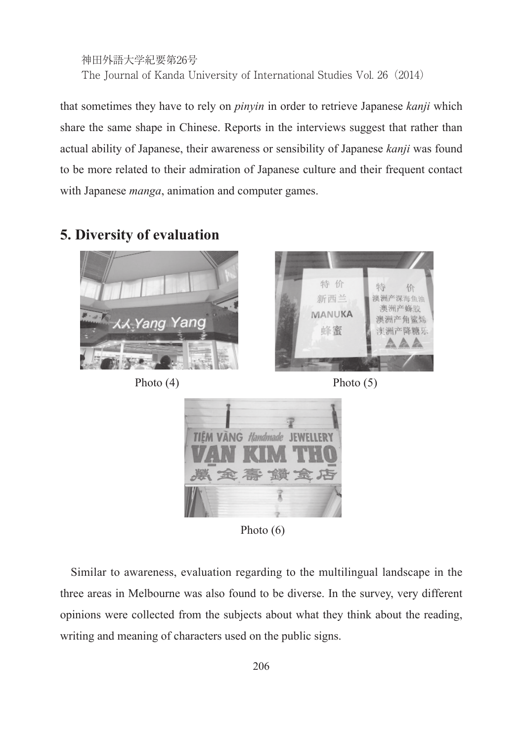that sometimes they have to rely on *pinyin* in order to retrieve Japanese *kanji* which share the same shape in Chinese. Reports in the interviews suggest that rather than actual ability of Japanese, their awareness or sensibility of Japanese *kanji* was found to be more related to their admiration of Japanese culture and their frequent contact with Japanese *manga*, animation and computer games.

## 5. Diversity of evaluation

Photo (4)

Photo (5)

Photo (6)

Similar to awareness, evaluation regarding to the multilingual landscape in the three areas in Melbourne was also found to be diverse. In the survey, very different opinions were collected from the subjects about what they think about the reading, writing and meaning of characters used on the public signs.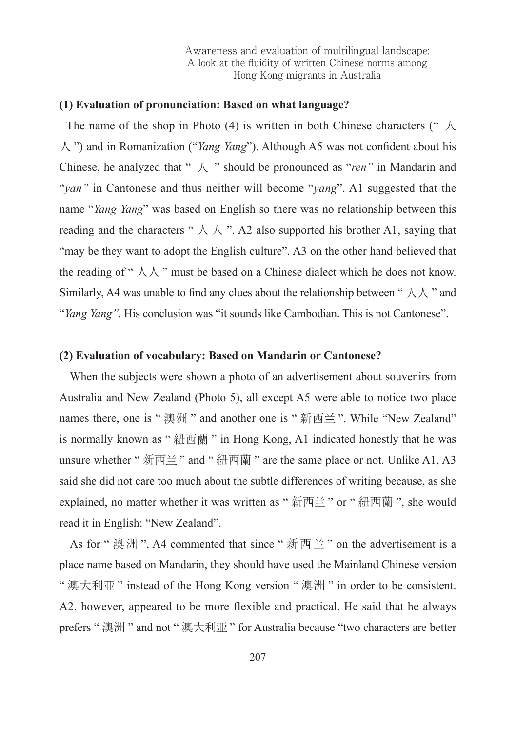**(1) Evaluation of pronunciation: Based on what language?**

The name of the shop in Photo (4) is written in both Chinese characters ("人人") and in Romanization ("*Yang Yang*"). Although A5 was not confident about his Chinese, he analyzed that "人" should be pronounced as "*ren"* in Mandarin and "*yan"* in Cantonese and thus neither will become "*yang*". A1 suggested that the name "*Yang Yang*" was based on English so there was no relationship between this reading and the characters "人人". A2 also supported his brother A1, saying that "may be they want to adopt the English culture". A3 on the other hand believed that the reading of "人人" must be based on a Chinese dialect which he does not know. Similarly, A4 was unable to find any clues about the relationship between "人人" and "*Yang Yang"*. His conclusion was "it sounds like Cambodian. This is not Cantonese".

**(2) Evaluation of vocabulary: Based on Mandarin or Cantonese?**

When the subjects were shown a photo of an advertisement about souvenirs from Australia and New Zealand (Photo 5), all except A5 were able to notice two place names there, one is "澳洲" and another one is "新西兰". While "New Zealand" is normally known as "紐西蘭" in Hong Kong, A1 indicated honestly that he was unsure whether "新西兰" and "紐西蘭" are the same place or not. Unlike A1, A3 said she did not care too much about the subtle differences of writing because, as she explained, no matter whether it was written as "新西兰" or "紐西蘭", she would read it in English: "New Zealand".

As for "澳洲", A4 commented that since "新西兰" on the advertisement is a place name based on Mandarin, they should have used the Mainland Chinese version "澳大利亚" instead of the Hong Kong version "澳洲" in order to be consistent. A2, however, appeared to be more flexible and practical. He said that he always prefers "澳洲" and not "澳大利亚" for Australia because "two characters are better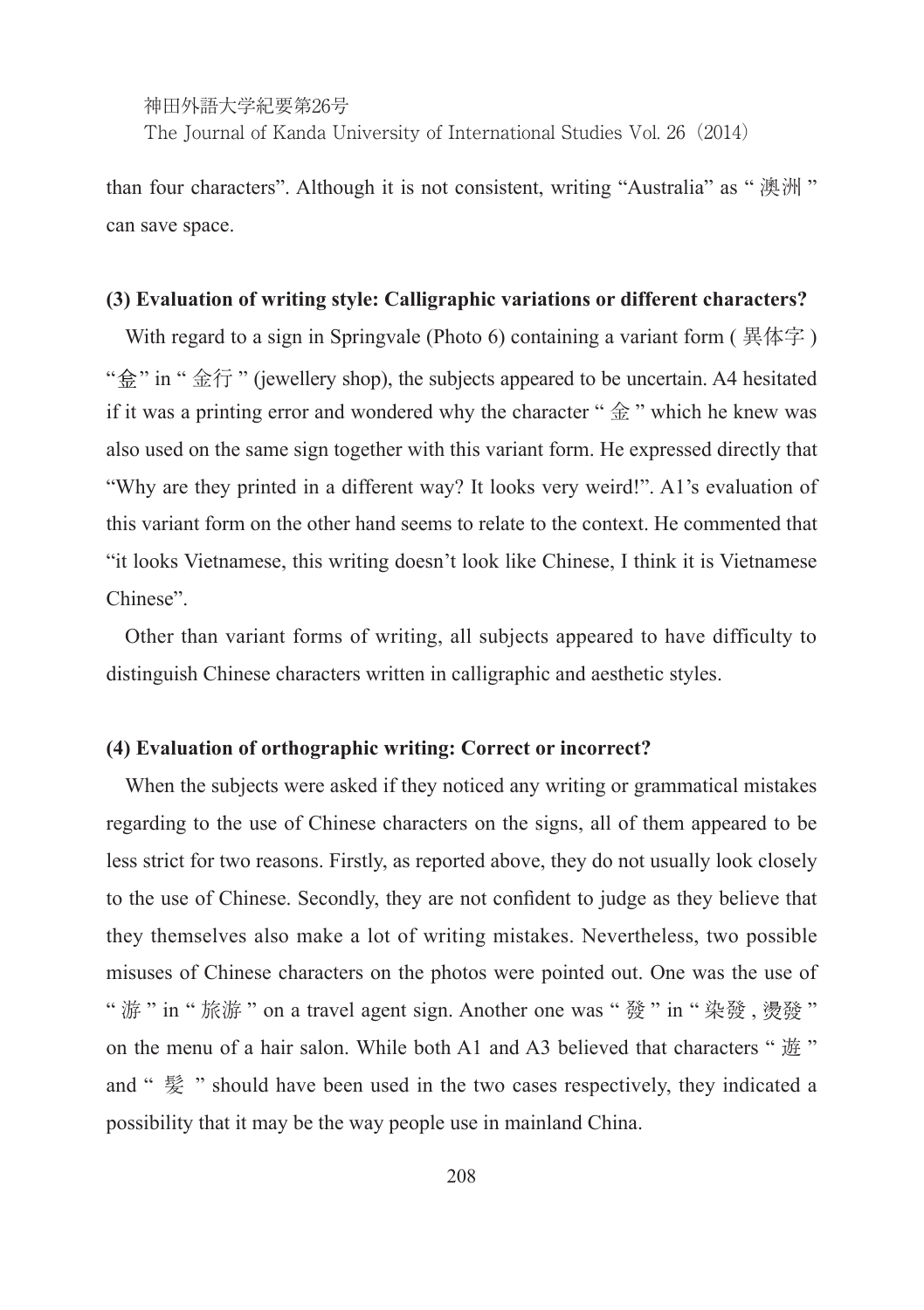than four characters". Although it is not consistent, writing "Australia" as " 澳洲 " can save space.

### (3) Evaluation of writing style: Calligraphic variations or different characters?

With regard to a sign in Springvale (Photo 6) containing a variant form ( 異体字 ) "金" in " 金行 " (jewellery shop), the subjects appeared to be uncertain. A4 hesitated if it was a printing error and wondered why the character " 金 " which he knew was also used on the same sign together with this variant form. He expressed directly that "Why are they printed in a different way? It looks very weird!". A1's evaluation of this variant form on the other hand seems to relate to the context. He commented that "it looks Vietnamese, this writing doesn't look like Chinese, I think it is Vietnamese Chinese".

Other than variant forms of writing, all subjects appeared to have difficulty to distinguish Chinese characters written in calligraphic and aesthetic styles.

### (4) Evaluation of orthographic writing: Correct or incorrect?

When the subjects were asked if they noticed any writing or grammatical mistakes regarding to the use of Chinese characters on the signs, all of them appeared to be less strict for two reasons. Firstly, as reported above, they do not usually look closely to the use of Chinese. Secondly, they are not confident to judge as they believe that they themselves also make a lot of writing mistakes. Nevertheless, two possible misuses of Chinese characters on the photos were pointed out. One was the use of " 游 " in " 旅游 " on a travel agent sign. Another one was " 發 " in " 染發 , 燙發 " on the menu of a hair salon. While both A1 and A3 believed that characters " 遊 " and " 髮 " should have been used in the two cases respectively, they indicated a possibility that it may be the way people use in mainland China.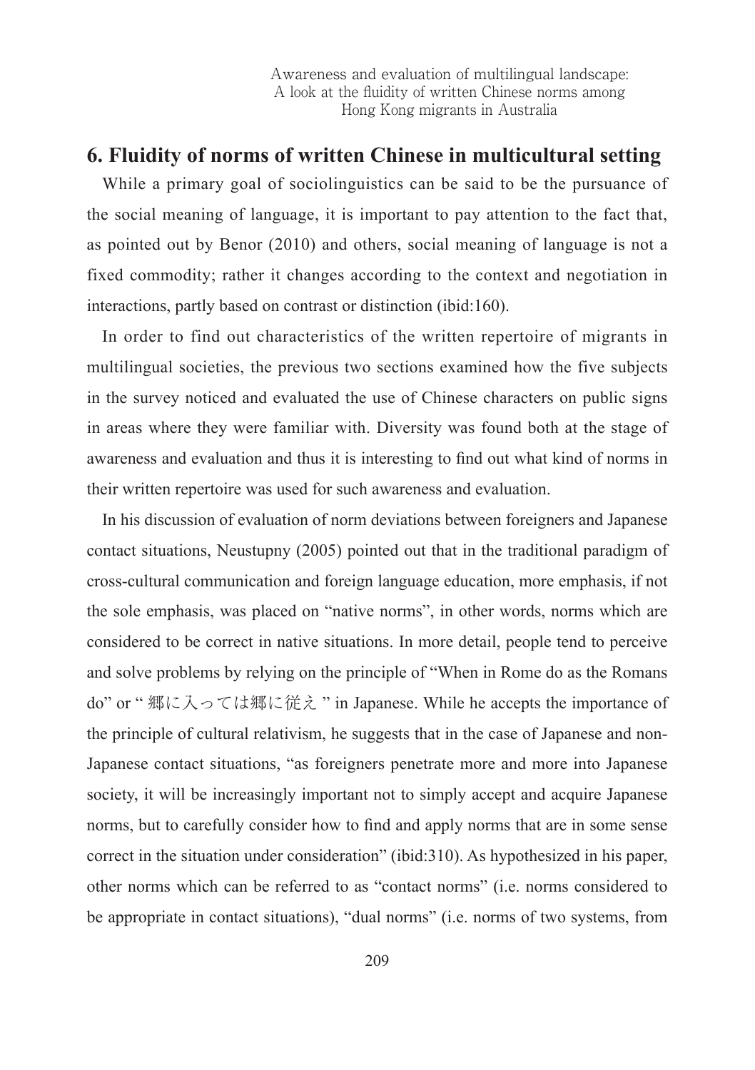## 6. Fluidity of norms of written Chinese in multicultural setting

While a primary goal of sociolinguistics can be said to be the pursuance of the social meaning of language, it is important to pay attention to the fact that, as pointed out by Benor (2010) and others, social meaning of language is not a fixed commodity; rather it changes according to the context and negotiation in interactions, partly based on contrast or distinction (ibid:160).

In order to find out characteristics of the written repertoire of migrants in multilingual societies, the previous two sections examined how the five subjects in the survey noticed and evaluated the use of Chinese characters on public signs in areas where they were familiar with. Diversity was found both at the stage of awareness and evaluation and thus it is interesting to find out what kind of norms in their written repertoire was used for such awareness and evaluation.

In his discussion of evaluation of norm deviations between foreigners and Japanese contact situations, Neustupny (2005) pointed out that in the traditional paradigm of cross-cultural communication and foreign language education, more emphasis, if not the sole emphasis, was placed on "native norms", in other words, norms which are considered to be correct in native situations. In more detail, people tend to perceive and solve problems by relying on the principle of "When in Rome do as the Romans do" or " 郷に入っては郷に従え " in Japanese. While he accepts the importance of the principle of cultural relativism, he suggests that in the case of Japanese and non-Japanese contact situations, "as foreigners penetrate more and more into Japanese society, it will be increasingly important not to simply accept and acquire Japanese norms, but to carefully consider how to find and apply norms that are in some sense correct in the situation under consideration" (ibid:310). As hypothesized in his paper, other norms which can be referred to as "contact norms" (i.e. norms considered to be appropriate in contact situations), "dual norms" (i.e. norms of two systems, from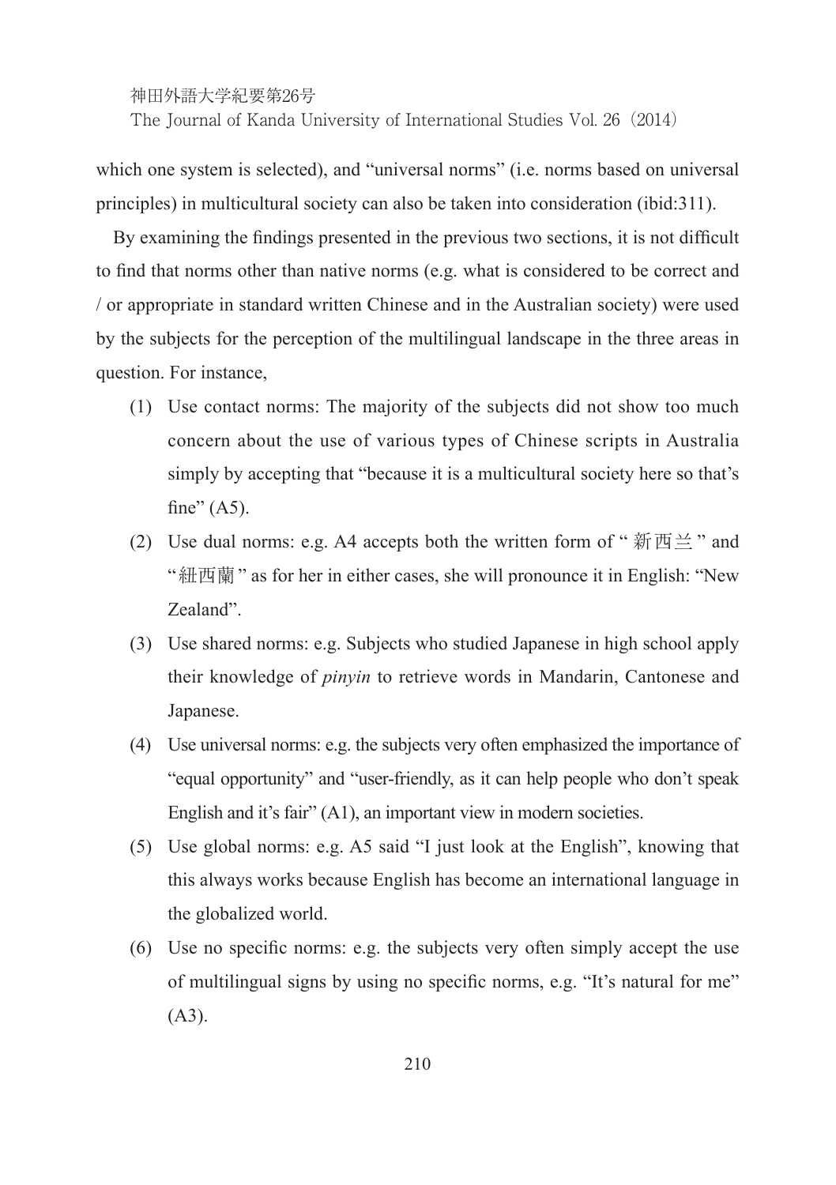which one system is selected), and "universal norms" (i.e. norms based on universal principles) in multicultural society can also be taken into consideration (ibid:311).

By examining the findings presented in the previous two sections, it is not difficult to find that norms other than native norms (e.g. what is considered to be correct and / or appropriate in standard written Chinese and in the Australian society) were used by the subjects for the perception of the multilingual landscape in the three areas in question. For instance,

(1) Use contact norms: The majority of the subjects did not show too much concern about the use of various types of Chinese scripts in Australia simply by accepting that "because it is a multicultural society here so that's fine" (A5).

(2) Use dual norms: e.g. A4 accepts both the written form of "新西兰" and "紐西蘭" as for her in either cases, she will pronounce it in English: "New Zealand".

(3) Use shared norms: e.g. Subjects who studied Japanese in high school apply their knowledge of *pinyin* to retrieve words in Mandarin, Cantonese and Japanese.

(4) Use universal norms: e.g. the subjects very often emphasized the importance of "equal opportunity" and "user-friendly, as it can help people who don't speak English and it's fair" (A1), an important view in modern societies.

(5) Use global norms: e.g. A5 said "I just look at the English", knowing that this always works because English has become an international language in the globalized world.

(6) Use no specific norms: e.g. the subjects very often simply accept the use of multilingual signs by using no specific norms, e.g. "It's natural for me" (A3).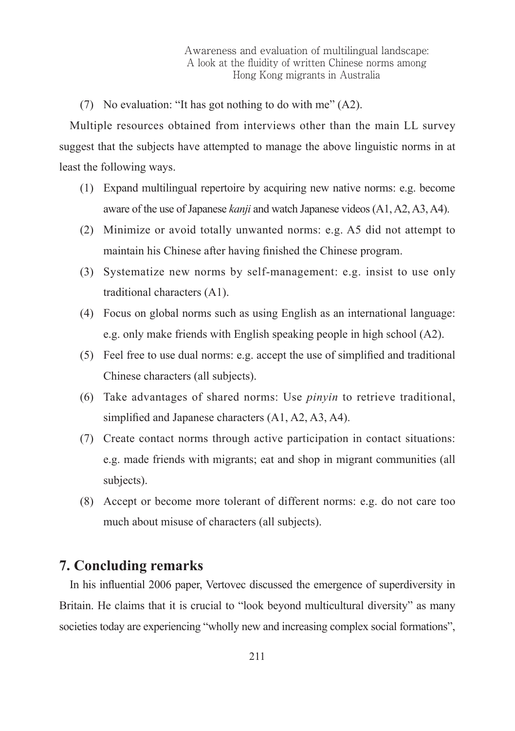(7) No evaluation: "It has got nothing to do with me" (A2).

Multiple resources obtained from interviews other than the main LL survey suggest that the subjects have attempted to manage the above linguistic norms in at least the following ways.

(1) Expand multilingual repertoire by acquiring new native norms: e.g. become aware of the use of Japanese *kanji* and watch Japanese videos (A1, A2, A3, A4).

(2) Minimize or avoid totally unwanted norms: e.g. A5 did not attempt to maintain his Chinese after having finished the Chinese program.

(3) Systematize new norms by self-management: e.g. insist to use only traditional characters (A1).

(4) Focus on global norms such as using English as an international language: e.g. only make friends with English speaking people in high school (A2).

(5) Feel free to use dual norms: e.g. accept the use of simplified and traditional Chinese characters (all subjects).

(6) Take advantages of shared norms: Use *pinyin* to retrieve traditional, simplified and Japanese characters (A1, A2, A3, A4).

(7) Create contact norms through active participation in contact situations: e.g. made friends with migrants; eat and shop in migrant communities (all subjects).

(8) Accept or become more tolerant of different norms: e.g. do not care too much about misuse of characters (all subjects).

## 7. Concluding remarks

In his influential 2006 paper, Vertovec discussed the emergence of superdiversity in Britain. He claims that it is crucial to "look beyond multicultural diversity" as many societies today are experiencing "wholly new and increasing complex social formations",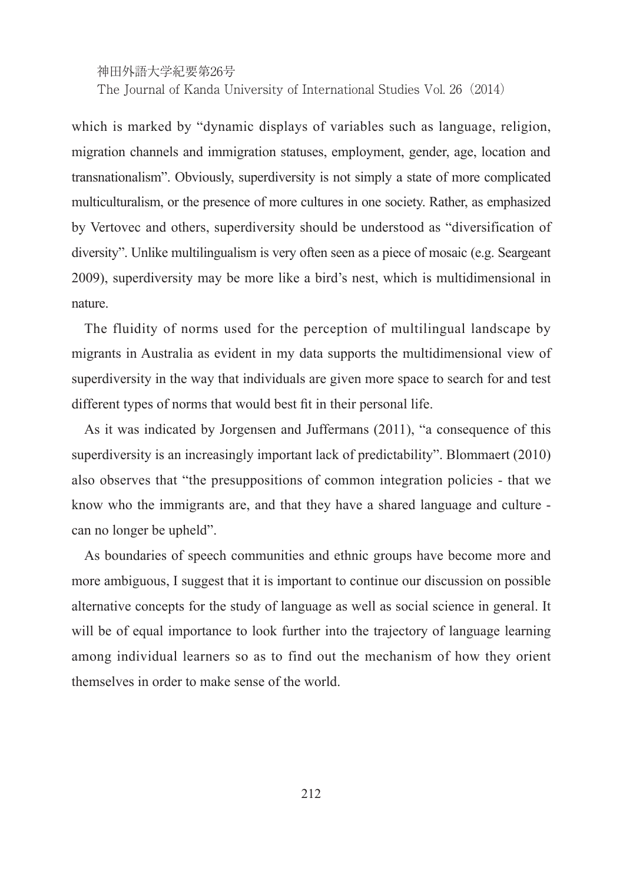which is marked by "dynamic displays of variables such as language, religion, migration channels and immigration statuses, employment, gender, age, location and transnationalism". Obviously, superdiversity is not simply a state of more complicated multiculturalism, or the presence of more cultures in one society. Rather, as emphasized by Vertovec and others, superdiversity should be understood as "diversification of diversity". Unlike multilingualism is very often seen as a piece of mosaic (e.g. Seargeant 2009), superdiversity may be more like a bird's nest, which is multidimensional in nature.

The fluidity of norms used for the perception of multilingual landscape by migrants in Australia as evident in my data supports the multidimensional view of superdiversity in the way that individuals are given more space to search for and test different types of norms that would best fit in their personal life.

As it was indicated by Jorgensen and Juffermans (2011), "a consequence of this superdiversity is an increasingly important lack of predictability". Blommaert (2010) also observes that "the presuppositions of common integration policies - that we know who the immigrants are, and that they have a shared language and culture - can no longer be upheld".

As boundaries of speech communities and ethnic groups have become more and more ambiguous, I suggest that it is important to continue our discussion on possible alternative concepts for the study of language as well as social science in general. It will be of equal importance to look further into the trajectory of language learning among individual learners so as to find out the mechanism of how they orient themselves in order to make sense of the world.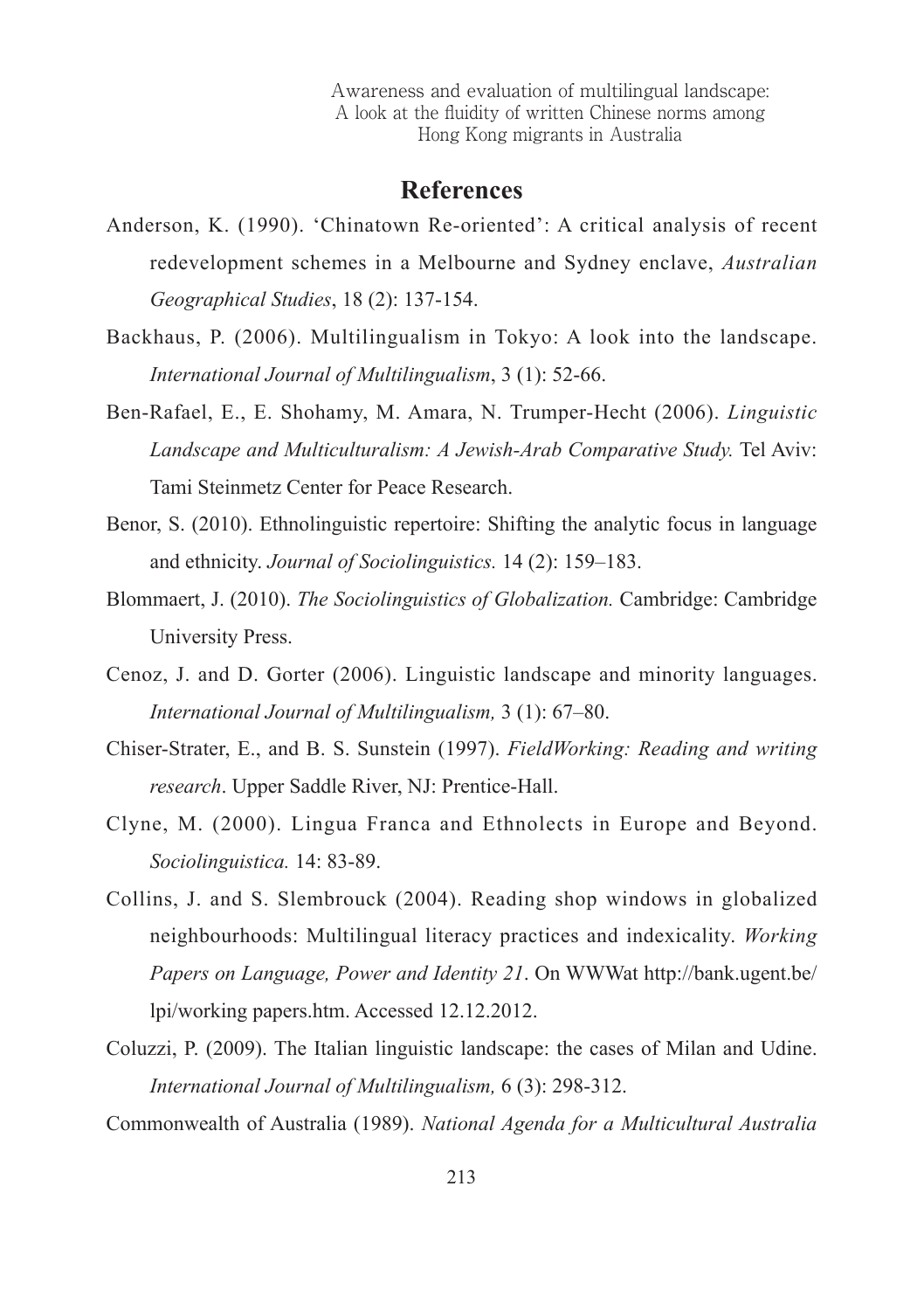## References

Anderson, K. (1990). 'Chinatown Re-oriented': A critical analysis of recent redevelopment schemes in a Melbourne and Sydney enclave, *Australian Geographical Studies*, 18 (2): 137-154.

Backhaus, P. (2006). Multilingualism in Tokyo: A look into the landscape. *International Journal of Multilingualism*, 3 (1): 52-66.

Ben-Rafael, E., E. Shohamy, M. Amara, N. Trumper-Hecht (2006). *Linguistic Landscape and Multiculturalism: A Jewish-Arab Comparative Study.* Tel Aviv: Tami Steinmetz Center for Peace Research.

Benor, S. (2010). Ethnolinguistic repertoire: Shifting the analytic focus in language and ethnicity. *Journal of Sociolinguistics.* 14 (2): 159–183.

Blommaert, J. (2010). *The Sociolinguistics of Globalization.* Cambridge: Cambridge University Press.

Cenoz, J. and D. Gorter (2006). Linguistic landscape and minority languages. *International Journal of Multilingualism,* 3 (1): 67–80.

Chiser-Strater, E., and B. S. Sunstein (1997). *FieldWorking: Reading and writing research*. Upper Saddle River, NJ: Prentice-Hall.

Clyne, M. (2000). Lingua Franca and Ethnolects in Europe and Beyond. *Sociolinguistica.* 14: 83-89.

Collins, J. and S. Slembrouck (2004). Reading shop windows in globalized neighbourhoods: Multilingual literacy practices and indexicality. *Working Papers on Language, Power and Identity 21*. On WWWat http://bank.ugent.be/lpi/working papers.htm. Accessed 12.12.2012.

Coluzzi, P. (2009). The Italian linguistic landscape: the cases of Milan and Udine. *International Journal of Multilingualism,* 6 (3): 298-312.

Commonwealth of Australia (1989). *National Agenda for a Multicultural Australia*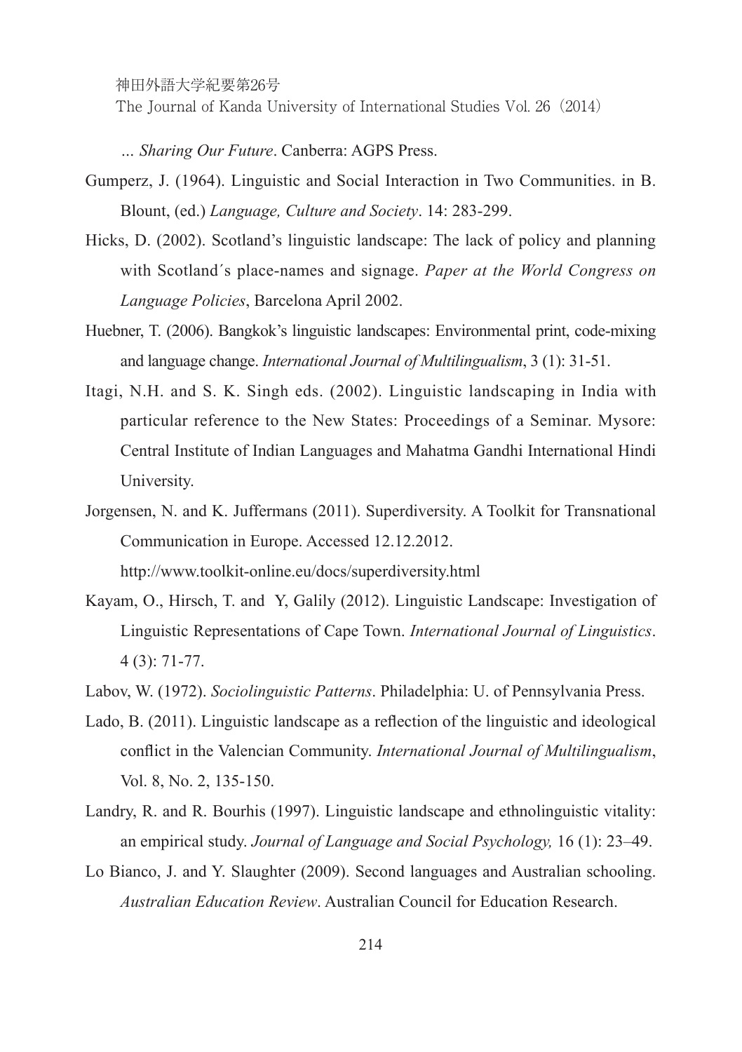… *Sharing Our Future*. Canberra: AGPS Press.

Gumperz, J. (1964). Linguistic and Social Interaction in Two Communities. in B. Blount, (ed.) *Language, Culture and Society*. 14: 283-299.

Hicks, D. (2002). Scotland's linguistic landscape: The lack of policy and planning with Scotland´s place-names and signage. *Paper at the World Congress on Language Policies*, Barcelona April 2002.

Huebner, T. (2006). Bangkok's linguistic landscapes: Environmental print, code-mixing and language change. *International Journal of Multilingualism*, 3 (1): 31-51.

Itagi, N.H. and S. K. Singh eds. (2002). Linguistic landscaping in India with particular reference to the New States: Proceedings of a Seminar. Mysore: Central Institute of Indian Languages and Mahatma Gandhi International Hindi University.

Jorgensen, N. and K. Juffermans (2011). Superdiversity. A Toolkit for Transnational Communication in Europe. Accessed 12.12.2012.
http://www.toolkit-online.eu/docs/superdiversity.html

Kayam, O., Hirsch, T. and Y, Galily (2012). Linguistic Landscape: Investigation of Linguistic Representations of Cape Town. *International Journal of Linguistics*. 4 (3): 71-77.

Labov, W. (1972). *Sociolinguistic Patterns*. Philadelphia: U. of Pennsylvania Press.

Lado, B. (2011). Linguistic landscape as a reflection of the linguistic and ideological conflict in the Valencian Community. *International Journal of Multilingualism*, Vol. 8, No. 2, 135-150.

Landry, R. and R. Bourhis (1997). Linguistic landscape and ethnolinguistic vitality: an empirical study. *Journal of Language and Social Psychology,* 16 (1): 23–49.

Lo Bianco, J. and Y. Slaughter (2009). Second languages and Australian schooling. *Australian Education Review*. Australian Council for Education Research.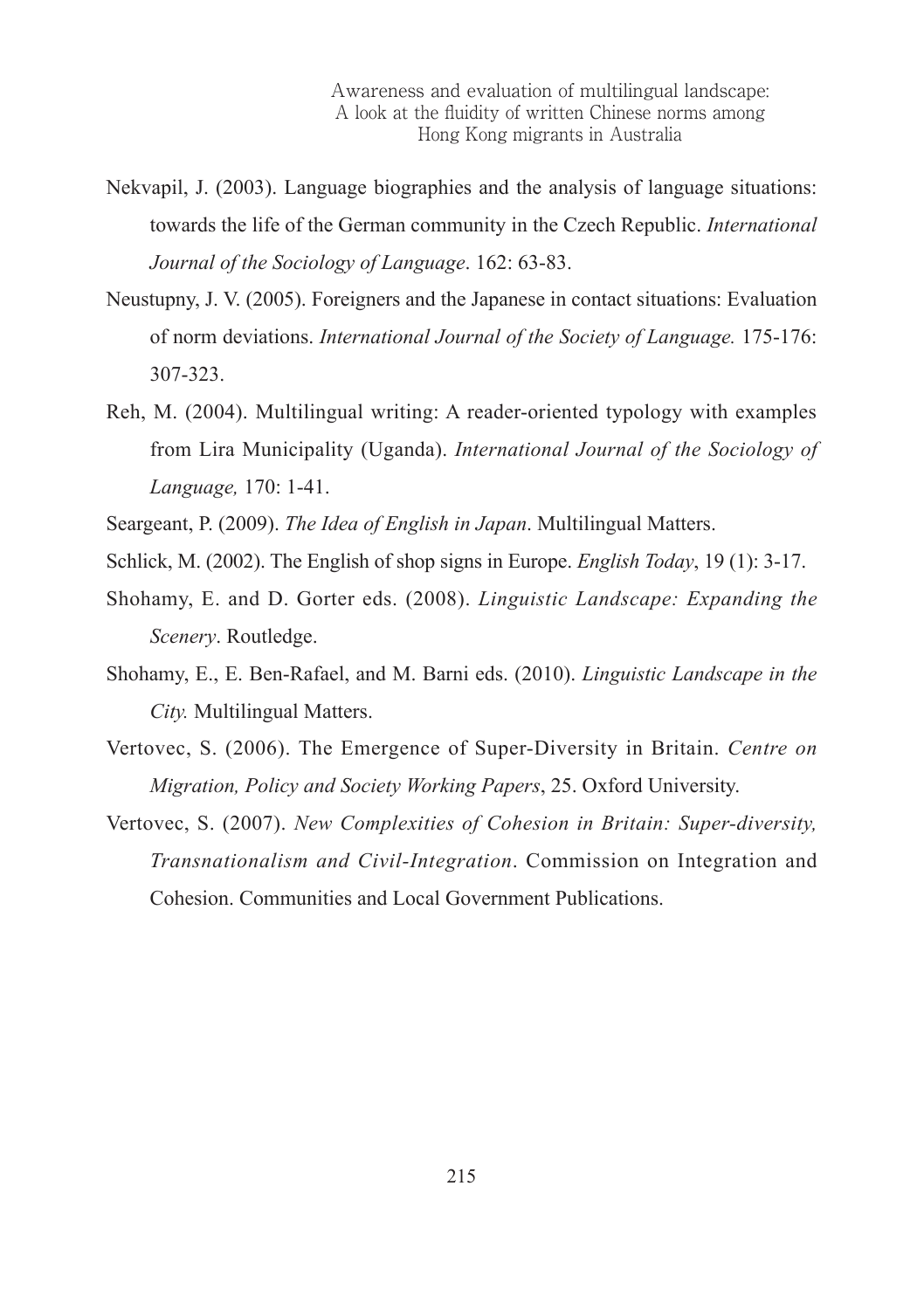Nekvapil, J. (2003). Language biographies and the analysis of language situations: towards the life of the German community in the Czech Republic. *International Journal of the Sociology of Language*. 162: 63-83.

Neustupny, J. V. (2005). Foreigners and the Japanese in contact situations: Evaluation of norm deviations. *International Journal of the Society of Language.* 175-176: 307-323.

Reh, M. (2004). Multilingual writing: A reader-oriented typology with examples from Lira Municipality (Uganda). *International Journal of the Sociology of Language,* 170: 1-41.

Seargeant, P. (2009). *The Idea of English in Japan*. Multilingual Matters.

Schlick, M. (2002). The English of shop signs in Europe. *English Today*, 19 (1): 3-17.

Shohamy, E. and D. Gorter eds. (2008). *Linguistic Landscape: Expanding the Scenery*. Routledge.

Shohamy, E., E. Ben-Rafael, and M. Barni eds. (2010). *Linguistic Landscape in the City.* Multilingual Matters.

Vertovec, S. (2006). The Emergence of Super-Diversity in Britain. *Centre on Migration, Policy and Society Working Papers*, 25. Oxford University.

Vertovec, S. (2007). *New Complexities of Cohesion in Britain: Super-diversity, Transnationalism and Civil-Integration*. Commission on Integration and Cohesion. Communities and Local Government Publications.